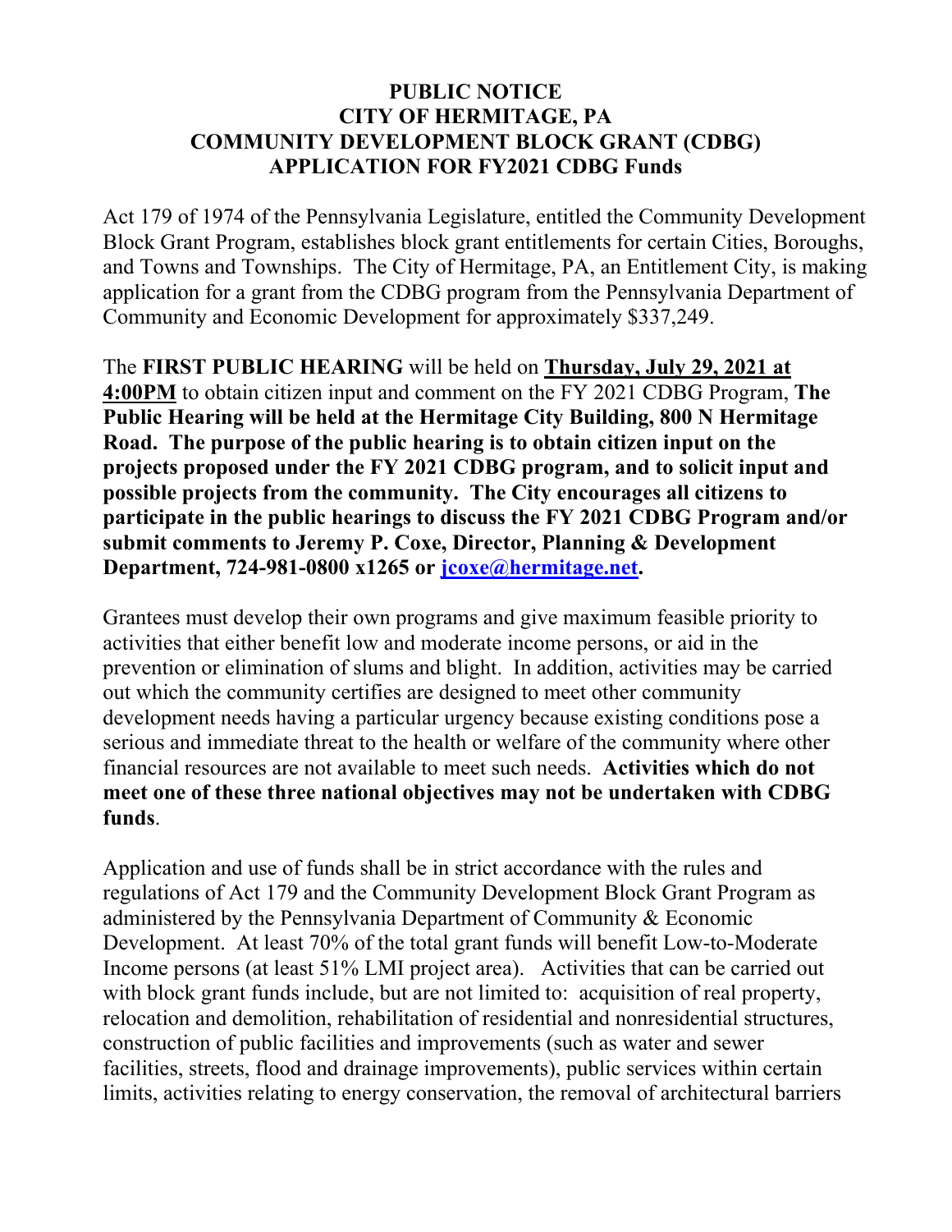# PUBLIC NOTICE
# CITY OF HERMITAGE, PA
# COMMUNITY DEVELOPMENT BLOCK GRANT (CDBG)
# APPLICATION FOR FY2021 CDBG Funds

Act 179 of 1974 of the Pennsylvania Legislature, entitled the Community Development Block Grant Program, establishes block grant entitlements for certain Cities, Boroughs, and Towns and Townships. The City of Hermitage, PA, an Entitlement City, is making application for a grant from the CDBG program from the Pennsylvania Department of Community and Economic Development for approximately $337,249.

The **FIRST PUBLIC HEARING** will be held on **Thursday, July 29, 2021 at 4:00PM** to obtain citizen input and comment on the FY 2021 CDBG Program, **The Public Hearing will be held at the Hermitage City Building, 800 N Hermitage Road. The purpose of the public hearing is to obtain citizen input on the projects proposed under the FY 2021 CDBG program, and to solicit input and possible projects from the community. The City encourages all citizens to participate in the public hearings to discuss the FY 2021 CDBG Program and/or submit comments to Jeremy P. Coxe, Director, Planning & Development Department, 724-981-0800 x1265 or jcoxe@hermitage.net.**

Grantees must develop their own programs and give maximum feasible priority to activities that either benefit low and moderate income persons, or aid in the prevention or elimination of slums and blight. In addition, activities may be carried out which the community certifies are designed to meet other community development needs having a particular urgency because existing conditions pose a serious and immediate threat to the health or welfare of the community where other financial resources are not available to meet such needs. **Activities which do not meet one of these three national objectives may not be undertaken with CDBG funds**.

Application and use of funds shall be in strict accordance with the rules and regulations of Act 179 and the Community Development Block Grant Program as administered by the Pennsylvania Department of Community & Economic Development. At least 70% of the total grant funds will benefit Low-to-Moderate Income persons (at least 51% LMI project area). Activities that can be carried out with block grant funds include, but are not limited to: acquisition of real property, relocation and demolition, rehabilitation of residential and nonresidential structures, construction of public facilities and improvements (such as water and sewer facilities, streets, flood and drainage improvements), public services within certain limits, activities relating to energy conservation, the removal of architectural barriers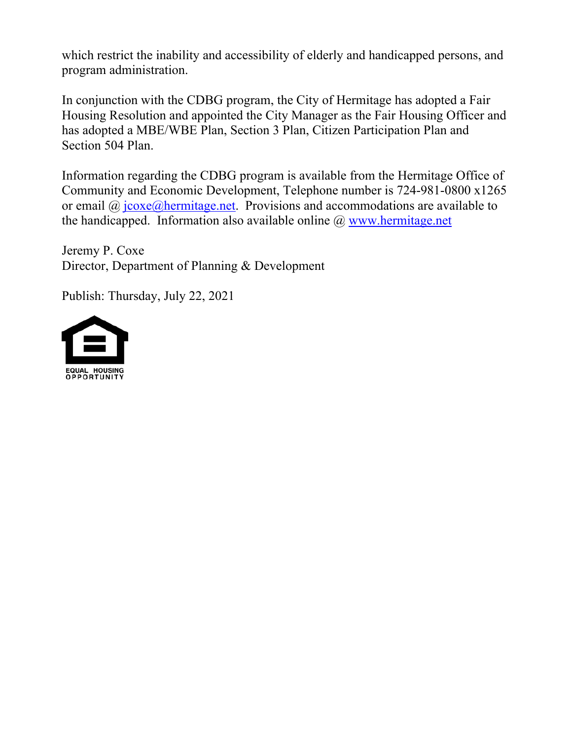which restrict the inability and accessibility of elderly and handicapped persons, and program administration.

In conjunction with the CDBG program, the City of Hermitage has adopted a Fair Housing Resolution and appointed the City Manager as the Fair Housing Officer and has adopted a MBE/WBE Plan, Section 3 Plan, Citizen Participation Plan and Section 504 Plan.

Information regarding the CDBG program is available from the Hermitage Office of Community and Economic Development, Telephone number is 724-981-0800 x1265 or email @ jcoxe@hermitage.net. Provisions and accommodations are available to the handicapped. Information also available online @ www.hermitage.net

Jeremy P. Coxe
Director, Department of Planning & Development

Publish: Thursday, July 22, 2021

EQUAL HOUSING
OPPORTUNITY